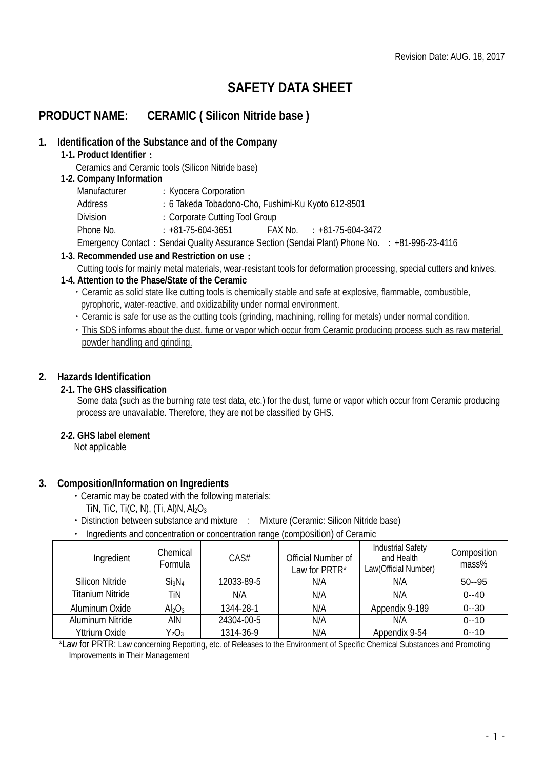Revision Date: AUG. 18, 2017

# SAFETY DATA SHEET

## PRODUCT NAME: CERAMIC ( Silicon Nitride base )

### 1. Identification of the Substance and of the Company

**1-1. Product Identifier：**

Ceramics and Ceramic tools (Silicon Nitride base)

**1-2. Company Information**

Manufacturer ：Kyocera Corporation
Address ：6 Takeda Tobadono-Cho, Fushimi-Ku Kyoto 612-8501
Division ：Corporate Cutting Tool Group
Phone No. ：+81-75-604-3651 FAX No. ：+81-75-604-3472
Emergency Contact：Sendai Quality Assurance Section (Sendai Plant) Phone No. ：+81-996-23-4116

**1-3. Recommended use and Restriction on use：**

Cutting tools for mainly metal materials, wear-resistant tools for deformation processing, special cutters and knives.

**1-4. Attention to the Phase/State of the Ceramic**

・Ceramic as solid state like cutting tools is chemically stable and safe at explosive, flammable, combustible, pyrophoric, water-reactive, and oxidizability under normal environment.
・Ceramic is safe for use as the cutting tools (grinding, machining, rolling for metals) under normal condition.
・This SDS informs about the dust, fume or vapor which occur from Ceramic producing process such as raw material powder handling and grinding.

### 2. Hazards Identification

**2-1. The GHS classification**

Some data (such as the burning rate test data, etc.) for the dust, fume or vapor which occur from Ceramic producing process are unavailable. Therefore, they are not be classified by GHS.

**2-2. GHS label element**

Not applicable

### 3. Composition/Information on Ingredients

・Ceramic may be coated with the following materials:
TiN, TiC, Ti(C, N), (Ti, Al)N, $Al_2O_3$
・Distinction between substance and mixture ： Mixture (Ceramic: Silicon Nitride base)
・ Ingredients and concentration or concentration range (composition) of Ceramic

| Ingredient | Chemical Formula | CAS# | Official Number of Law for PRTR* | Industrial Safety and Health Law(Official Number) | Composition mass% |
|---|---|---|---|---|---|
| Silicon Nitride | $Si_3N_4$ | 12033-89-5 | N/A | N/A | 50--95 |
| Titanium Nitride | TiN | N/A | N/A | N/A | 0--40 |
| Aluminum Oxide | $Al_2O_3$ | 1344-28-1 | N/A | Appendix 9-189 | 0--30 |
| Aluminum Nitride | AlN | 24304-00-5 | N/A | N/A | 0--10 |
| Yttrium Oxide | $Y_2O_3$ | 1314-36-9 | N/A | Appendix 9-54 | 0--10 |

*Law for PRTR: Law concerning Reporting, etc. of Releases to the Environment of Specific Chemical Substances and Promoting Improvements in Their Management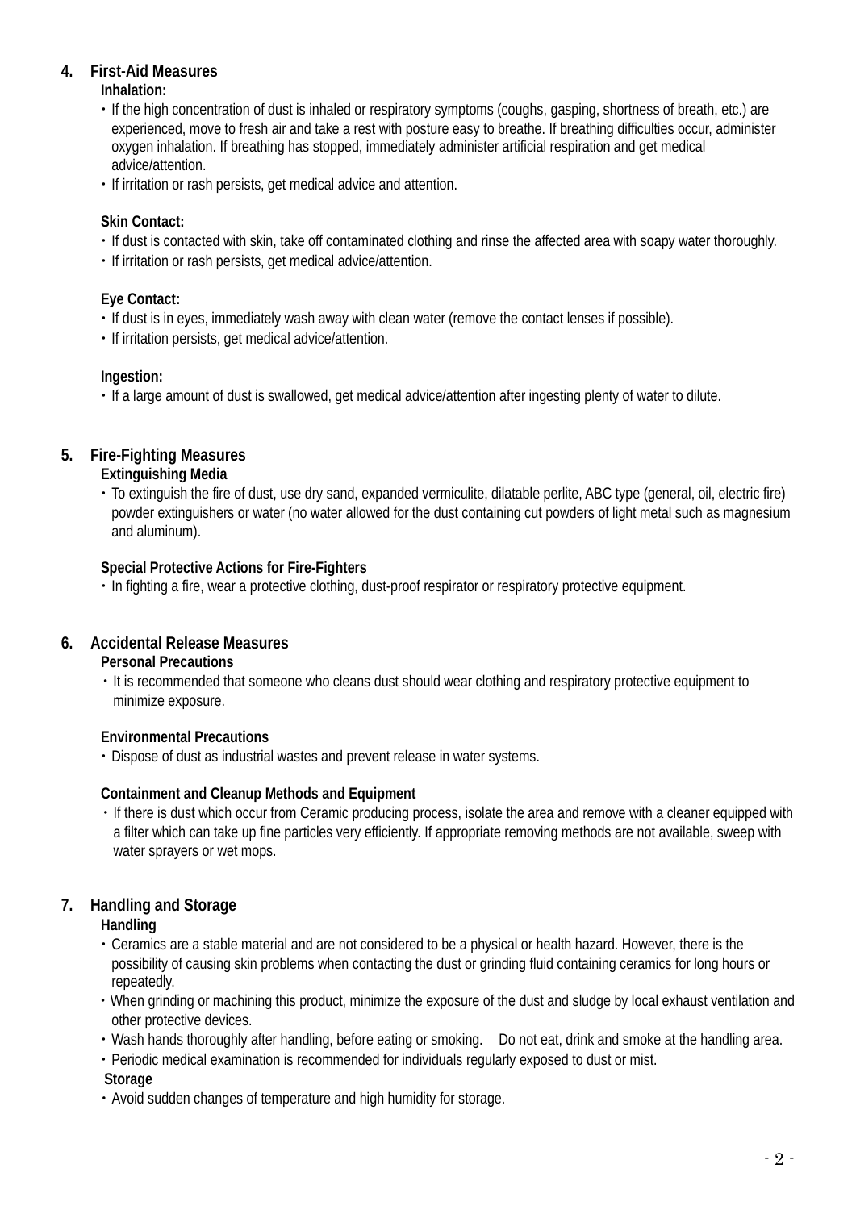## 4. First-Aid Measures

**Inhalation:**

- If the high concentration of dust is inhaled or respiratory symptoms (coughs, gasping, shortness of breath, etc.) are experienced, move to fresh air and take a rest with posture easy to breathe. If breathing difficulties occur, administer oxygen inhalation. If breathing has stopped, immediately administer artificial respiration and get medical advice/attention.
- If irritation or rash persists, get medical advice and attention.

**Skin Contact:**

- If dust is contacted with skin, take off contaminated clothing and rinse the affected area with soapy water thoroughly.
- If irritation or rash persists, get medical advice/attention.

**Eye Contact:**

- If dust is in eyes, immediately wash away with clean water (remove the contact lenses if possible).
- If irritation persists, get medical advice/attention.

**Ingestion:**

- If a large amount of dust is swallowed, get medical advice/attention after ingesting plenty of water to dilute.

## 5. Fire-Fighting Measures

**Extinguishing Media**

- To extinguish the fire of dust, use dry sand, expanded vermiculite, dilatable perlite, ABC type (general, oil, electric fire) powder extinguishers or water (no water allowed for the dust containing cut powders of light metal such as magnesium and aluminum).

**Special Protective Actions for Fire-Fighters**

- In fighting a fire, wear a protective clothing, dust-proof respirator or respiratory protective equipment.

## 6. Accidental Release Measures

**Personal Precautions**

- It is recommended that someone who cleans dust should wear clothing and respiratory protective equipment to minimize exposure.

**Environmental Precautions**

- Dispose of dust as industrial wastes and prevent release in water systems.

**Containment and Cleanup Methods and Equipment**

- If there is dust which occur from Ceramic producing process, isolate the area and remove with a cleaner equipped with a filter which can take up fine particles very efficiently. If appropriate removing methods are not available, sweep with water sprayers or wet mops.

## 7. Handling and Storage

**Handling**

- Ceramics are a stable material and are not considered to be a physical or health hazard. However, there is the possibility of causing skin problems when contacting the dust or grinding fluid containing ceramics for long hours or repeatedly.
- When grinding or machining this product, minimize the exposure of the dust and sludge by local exhaust ventilation and other protective devices.
- Wash hands thoroughly after handling, before eating or smoking. Do not eat, drink and smoke at the handling area.
- Periodic medical examination is recommended for individuals regularly exposed to dust or mist.

**Storage**

- Avoid sudden changes of temperature and high humidity for storage.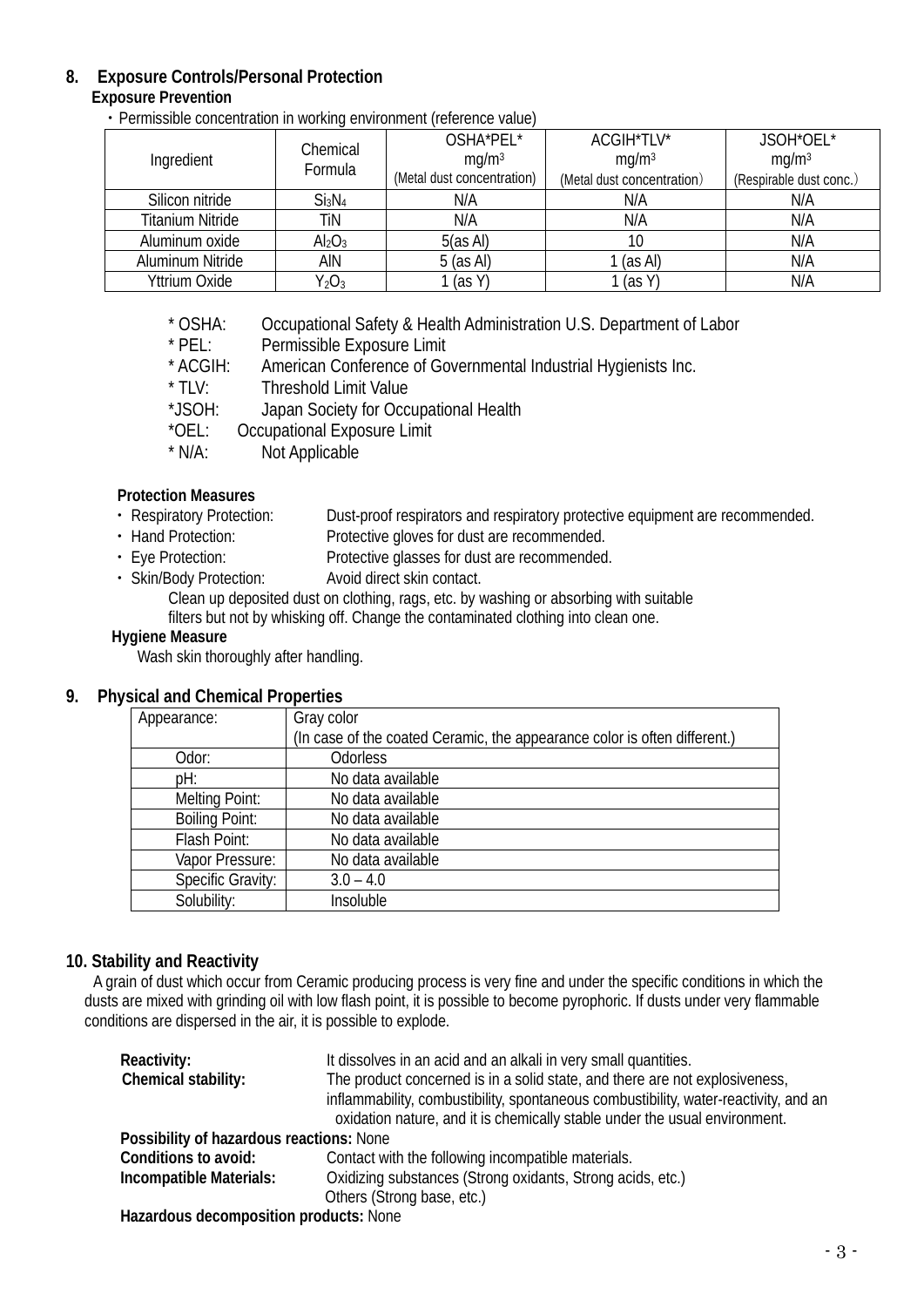## 8. Exposure Controls/Personal Protection

### Exposure Prevention

・Permissible concentration in working environment (reference value)

| Ingredient | Chemical Formula | OSHA*PEL* mg/m3 (Metal dust concentration) | ACGIH*TLV* mg/m3 (Metal dust concentration) | JSOH*OEL* mg/m3 (Respirable dust conc.) |
|---|---|---|---|---|
| Silicon nitride | $Si_3N_4$ | N/A | N/A | N/A |
| Titanium Nitride | TiN | N/A | N/A | N/A |
| Aluminum oxide | $Al_2O_3$ | 5(as Al) | 10 | N/A |
| Aluminum Nitride | AlN | 5 (as Al) | 1 (as Al) | N/A |
| Yttrium Oxide | $Y_2O_3$ | 1 (as Y) | 1 (as Y) | N/A |

* OSHA: Occupational Safety & Health Administration U.S. Department of Labor
* PEL: Permissible Exposure Limit
* ACGIH: American Conference of Governmental Industrial Hygienists Inc.
* TLV: Threshold Limit Value
*JSOH: Japan Society for Occupational Health
*OEL: Occupational Exposure Limit
* N/A: Not Applicable

### Protection Measures

- Respiratory Protection: Dust-proof respirators and respiratory protective equipment are recommended.
- Hand Protection: Protective gloves for dust are recommended.
- Eye Protection: Protective glasses for dust are recommended.
- Skin/Body Protection: Avoid direct skin contact.
  Clean up deposited dust on clothing, rags, etc. by washing or absorbing with suitable filters but not by whisking off. Change the contaminated clothing into clean one.

### Hygiene Measure

Wash skin thoroughly after handling.

## 9. Physical and Chemical Properties

| Appearance: | Gray color (In case of the coated Ceramic, the appearance color is often different.) |
|---|---|
| Odor: | Odorless |
| pH: | No data available |
| Melting Point: | No data available |
| Boiling Point: | No data available |
| Flash Point: | No data available |
| Vapor Pressure: | No data available |
| Specific Gravity: | 3.0 – 4.0 |
| Solubility: | Insoluble |

## 10. Stability and Reactivity

A grain of dust which occur from Ceramic producing process is very fine and under the specific conditions in which the dusts are mixed with grinding oil with low flash point, it is possible to become pyrophoric. If dusts under very flammable conditions are dispersed in the air, it is possible to explode.

**Reactivity:** It dissolves in an acid and an alkali in very small quantities.

**Chemical stability:** The product concerned is in a solid state, and there are not explosiveness, inflammability, combustibility, spontaneous combustibility, water-reactivity, and an oxidation nature, and it is chemically stable under the usual environment.

**Possibility of hazardous reactions:** None

**Conditions to avoid:** Contact with the following incompatible materials.

**Incompatible Materials:** Oxidizing substances (Strong oxidants, Strong acids, etc.)
Others (Strong base, etc.)

**Hazardous decomposition products:** None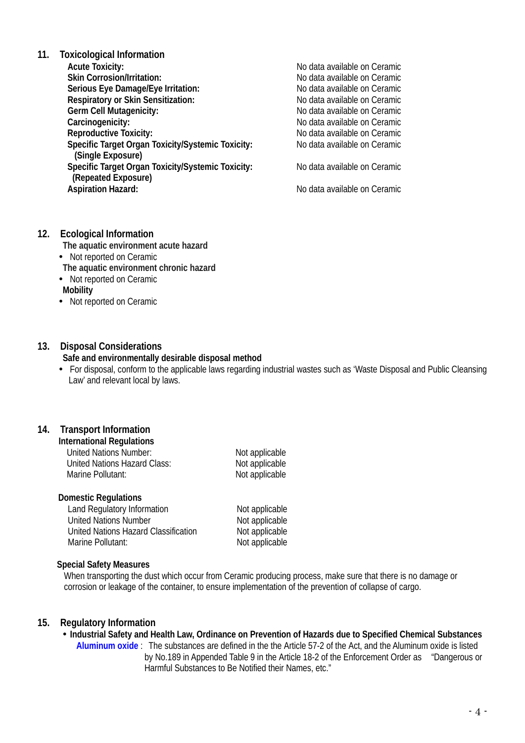## 11. Toxicological Information

| | |
|---|---|
| **Acute Toxicity:** | No data available on Ceramic |
| **Skin Corrosion/Irritation:** | No data available on Ceramic |
| **Serious Eye Damage/Eye Irritation:** | No data available on Ceramic |
| **Respiratory or Skin Sensitization:** | No data available on Ceramic |
| **Germ Cell Mutagenicity:** | No data available on Ceramic |
| **Carcinogenicity:** | No data available on Ceramic |
| **Reproductive Toxicity:** | No data available on Ceramic |
| **Specific Target Organ Toxicity/Systemic Toxicity: (Single Exposure)** | No data available on Ceramic |
| **Specific Target Organ Toxicity/Systemic Toxicity: (Repeated Exposure)** | No data available on Ceramic |
| **Aspiration Hazard:** | No data available on Ceramic |

## 12. Ecological Information

**The aquatic environment acute hazard**

- Not reported on Ceramic

**The aquatic environment chronic hazard**

- Not reported on Ceramic

**Mobility**

- Not reported on Ceramic

## 13. Disposal Considerations

**Safe and environmentally desirable disposal method**

- For disposal, conform to the applicable laws regarding industrial wastes such as 'Waste Disposal and Public Cleansing Law' and relevant local by laws.

## 14. Transport Information

**International Regulations**

| | |
|---|---|
| United Nations Number: | Not applicable |
| United Nations Hazard Class: | Not applicable |
| Marine Pollutant: | Not applicable |

**Domestic Regulations**

| | |
|---|---|
| Land Regulatory Information | Not applicable |
| United Nations Number | Not applicable |
| United Nations Hazard Classification | Not applicable |
| Marine Pollutant: | Not applicable |

**Special Safety Measures**

When transporting the dust which occur from Ceramic producing process, make sure that there is no damage or corrosion or leakage of the container, to ensure implementation of the prevention of collapse of cargo.

## 15. Regulatory Information

- **Industrial Safety and Health Law, Ordinance on Prevention of Hazards due to Specified Chemical Substances**

  **Aluminum oxide** : The substances are defined in the the Article 57-2 of the Act, and the Aluminum oxide is listed by No.189 in Appended Table 9 in the Article 18-2 of the Enforcement Order as "Dangerous or Harmful Substances to Be Notified their Names, etc."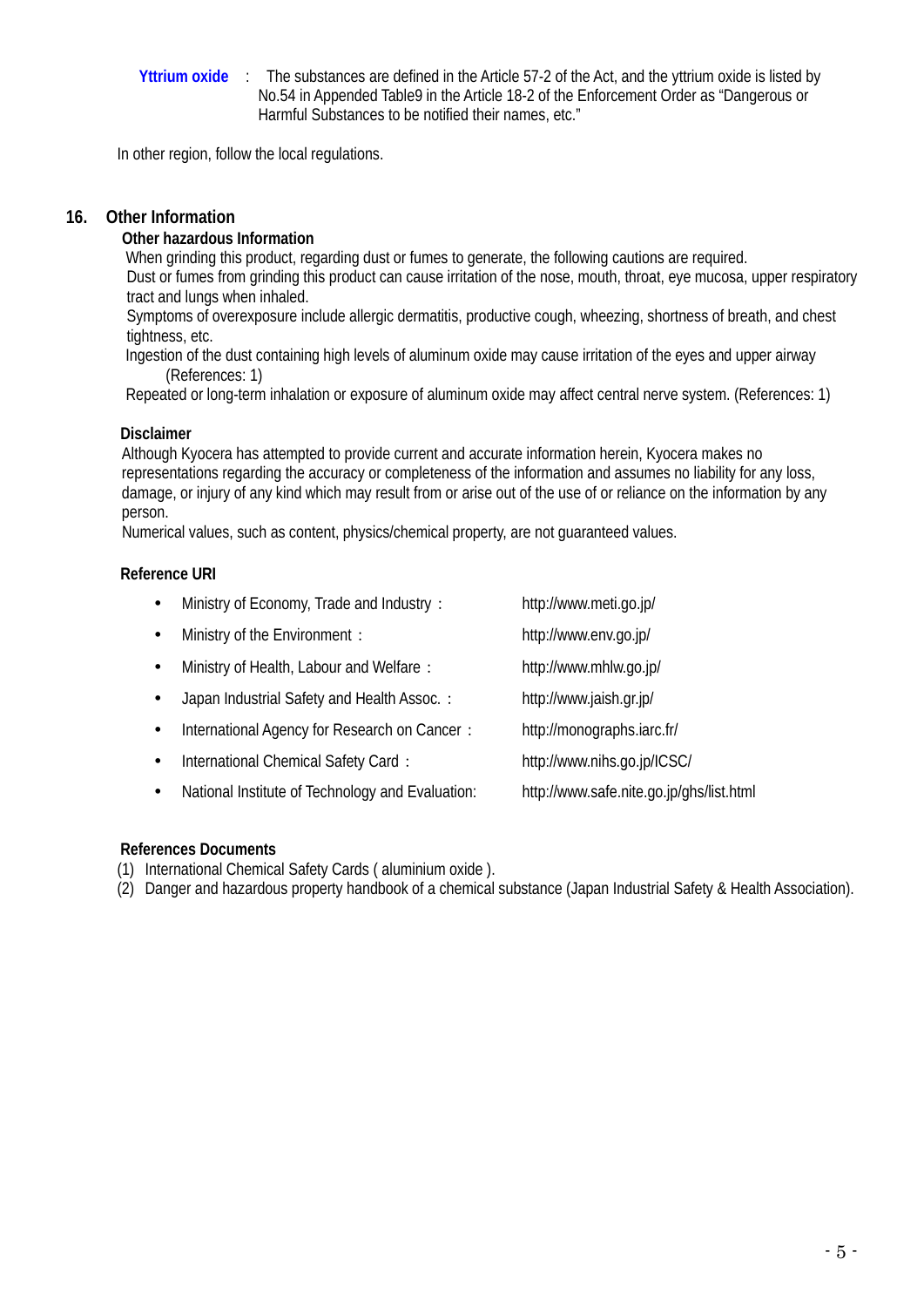**Yttrium oxide** : The substances are defined in the Article 57-2 of the Act, and the yttrium oxide is listed by No.54 in Appended Table9 in the Article 18-2 of the Enforcement Order as "Dangerous or Harmful Substances to be notified their names, etc."

In other region, follow the local regulations.

## 16. Other Information

### Other hazardous Information

When grinding this product, regarding dust or fumes to generate, the following cautions are required.
Dust or fumes from grinding this product can cause irritation of the nose, mouth, throat, eye mucosa, upper respiratory tract and lungs when inhaled.
Symptoms of overexposure include allergic dermatitis, productive cough, wheezing, shortness of breath, and chest tightness, etc.
Ingestion of the dust containing high levels of aluminum oxide may cause irritation of the eyes and upper airway (References: 1)
Repeated or long-term inhalation or exposure of aluminum oxide may affect central nerve system. (References: 1)

### Disclaimer

Although Kyocera has attempted to provide current and accurate information herein, Kyocera makes no representations regarding the accuracy or completeness of the information and assumes no liability for any loss, damage, or injury of any kind which may result from or arise out of the use of or reliance on the information by any person.
Numerical values, such as content, physics/chemical property, are not guaranteed values.

### Reference URI

- Ministry of Economy, Trade and Industry : http://www.meti.go.jp/
- Ministry of the Environment : http://www.env.go.jp/
- Ministry of Health, Labour and Welfare : http://www.mhlw.go.jp/
- Japan Industrial Safety and Health Assoc. : http://www.jaish.gr.jp/
- International Agency for Research on Cancer : http://monographs.iarc.fr/
- International Chemical Safety Card : http://www.nihs.go.jp/ICSC/
- National Institute of Technology and Evaluation: http://www.safe.nite.go.jp/ghs/list.html

### References Documents

(1) International Chemical Safety Cards ( aluminium oxide ).
(2) Danger and hazardous property handbook of a chemical substance (Japan Industrial Safety & Health Association).